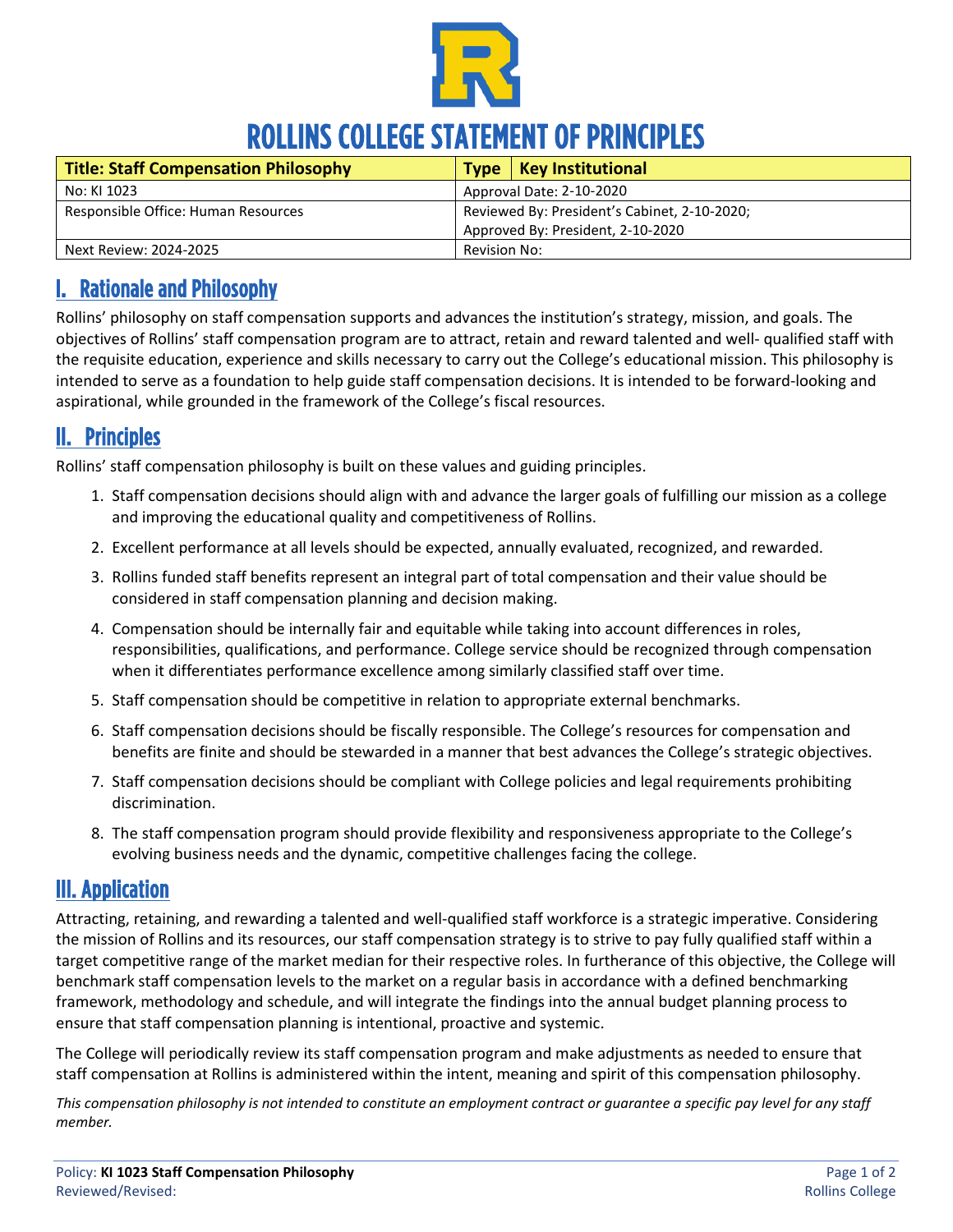# ROLLINS COLLEGE STATEMENT OF PRINCIPLES

| Title: Staff Compensation Philosophy | Type | Key Institutional |
|---|---|---|
| No: KI 1023 | Approval Date: 2-10-2020 | |
| Responsible Office: Human Resources | Reviewed By: President's Cabinet, 2-10-2020; Approved By: President, 2-10-2020 | |
| Next Review: 2024-2025 | Revision No: | |

## I. Rationale and Philosophy

Rollins' philosophy on staff compensation supports and advances the institution's strategy, mission, and goals. The objectives of Rollins' staff compensation program are to attract, retain and reward talented and well- qualified staff with the requisite education, experience and skills necessary to carry out the College's educational mission. This philosophy is intended to serve as a foundation to help guide staff compensation decisions. It is intended to be forward-looking and aspirational, while grounded in the framework of the College's fiscal resources.

## II. Principles

Rollins' staff compensation philosophy is built on these values and guiding principles.

1. Staff compensation decisions should align with and advance the larger goals of fulfilling our mission as a college and improving the educational quality and competitiveness of Rollins.
2. Excellent performance at all levels should be expected, annually evaluated, recognized, and rewarded.
3. Rollins funded staff benefits represent an integral part of total compensation and their value should be considered in staff compensation planning and decision making.
4. Compensation should be internally fair and equitable while taking into account differences in roles, responsibilities, qualifications, and performance. College service should be recognized through compensation when it differentiates performance excellence among similarly classified staff over time.
5. Staff compensation should be competitive in relation to appropriate external benchmarks.
6. Staff compensation decisions should be fiscally responsible. The College's resources for compensation and benefits are finite and should be stewarded in a manner that best advances the College's strategic objectives.
7. Staff compensation decisions should be compliant with College policies and legal requirements prohibiting discrimination.
8. The staff compensation program should provide flexibility and responsiveness appropriate to the College's evolving business needs and the dynamic, competitive challenges facing the college.

## III. Application

Attracting, retaining, and rewarding a talented and well-qualified staff workforce is a strategic imperative. Considering the mission of Rollins and its resources, our staff compensation strategy is to strive to pay fully qualified staff within a target competitive range of the market median for their respective roles. In furtherance of this objective, the College will benchmark staff compensation levels to the market on a regular basis in accordance with a defined benchmarking framework, methodology and schedule, and will integrate the findings into the annual budget planning process to ensure that staff compensation planning is intentional, proactive and systemic.

The College will periodically review its staff compensation program and make adjustments as needed to ensure that staff compensation at Rollins is administered within the intent, meaning and spirit of this compensation philosophy.

*This compensation philosophy is not intended to constitute an employment contract or guarantee a specific pay level for any staff member.*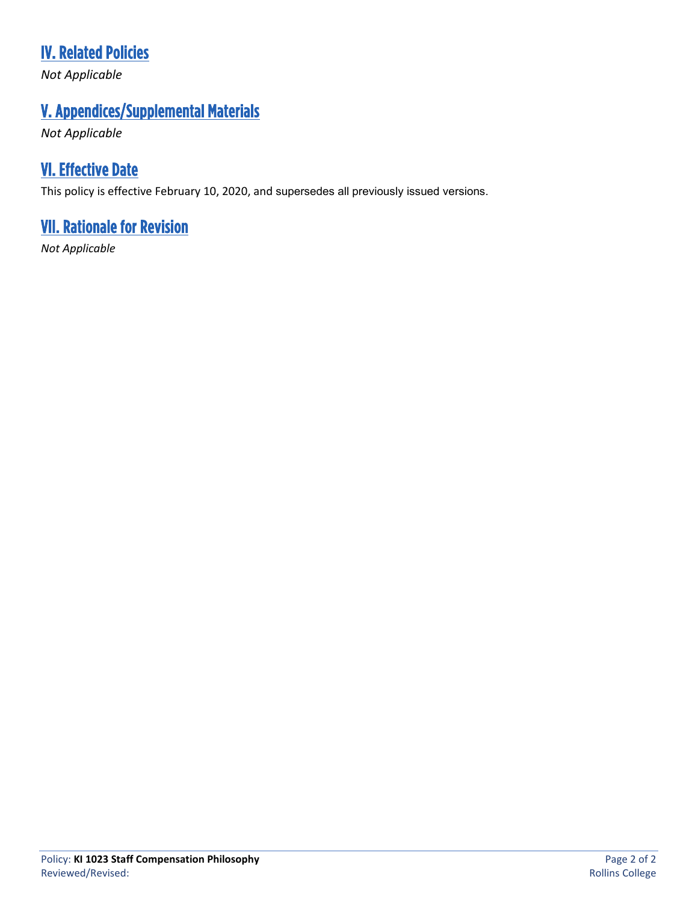## IV. Related Policies

*Not Applicable*

## V. Appendices/Supplemental Materials

*Not Applicable*

## VI. Effective Date

This policy is effective February 10, 2020, and supersedes all previously issued versions.

## VII. Rationale for Revision

*Not Applicable*